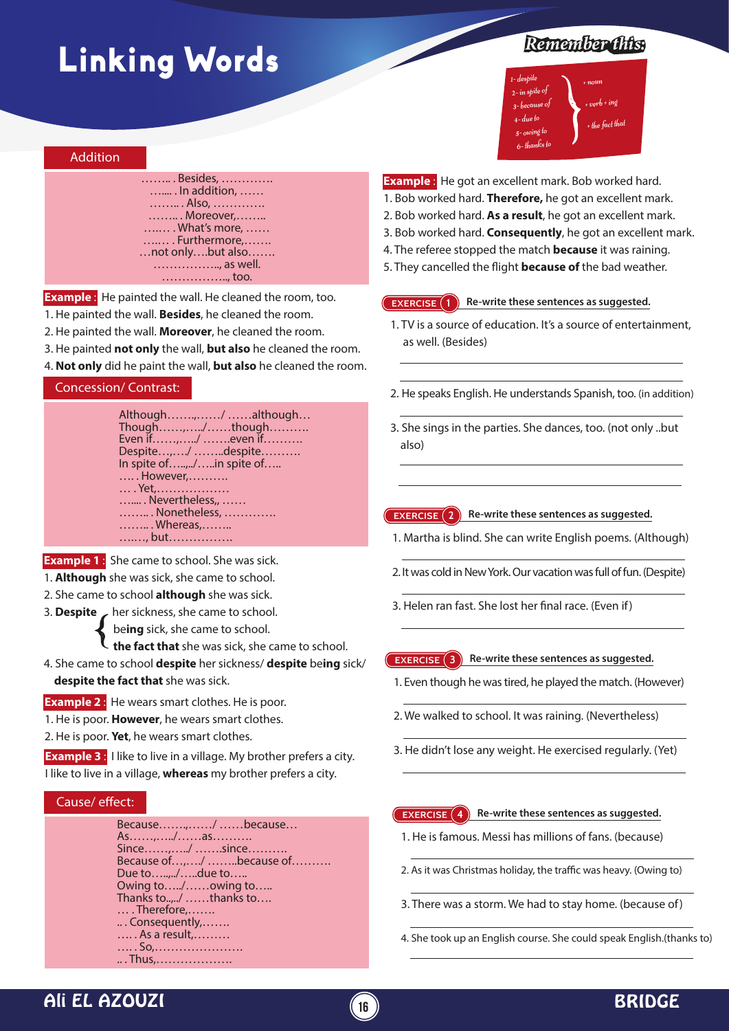# Linking Words

## Remember this:

1- despite
2- in spite of
3- because of
4- due to
5- owing to
6- thanks to

} + noun / + verb + ing / + the fact that

## Addition

……. . Besides, ………….
…... . In addition, ……
……. . Also, ………….
……. . Moreover,……..
…..… . What's more, ……
…..… . Furthermore,…….
…not only….but also…….
…………….., as well.
…………….., too.

**Example :** He painted the wall. He cleaned the room, too.

1. He painted the wall. **Besides**, he cleaned the room.
2. He painted the wall. **Moreover**, he cleaned the room.
3. He painted **not only** the wall, **but also** he cleaned the room.
4. **Not only** did he paint the wall, **but also** he cleaned the room.

## Concession/ Contrast:

Although…….,……/ ……although…
Though……,…../……though……….
Even if……,…../ …….even if……….
Despite…,…./ ……..despite……….
In spite of…..,../…..in spite of…..
…. . However,……….
…. . Yet,………………
…... . Nevertheless,, ……
……. . Nonetheless, ………….
……. . Whereas,……..
…..…, but…………….

**Example 1 :** She came to school. She was sick.

1. **Although** she was sick, she came to school.
2. She came to school **although** she was sick.
3. **Despite** her sickness, she came to school.
   be**ing** sick, she came to school.
   **the fact that** she was sick, she came to school.
4. She came to school **despite** her sickness/ **despite** be**ing** sick/ **despite the fact that** she was sick.

**Example 2 :** He wears smart clothes. He is poor.

1. He is poor. **However**, he wears smart clothes.
2. He is poor. **Yet**, he wears smart clothes.

**Example 3 :** I like to live in a village. My brother prefers a city.
I like to live in a village, **whereas** my brother prefers a city.

## Cause/ effect:

Because…….,……/ ……because…
As……,…../……as……….
Since……,…../ …….since……….
Because of…,…./ ……..because of……….
Due to…..,../…..due to…..
Owing to…../……owing to…..
Thanks to..,../ ……thanks to….
… . Therefore,…….
.. . Consequently,…….
…. . As a result,………
…. . So,………………….
.. . Thus,……………….

**Example :** He got an excellent mark. Bob worked hard.

1. Bob worked hard. **Therefore,** he got an excellent mark.
2. Bob worked hard. **As a result**, he got an excellent mark.
3. Bob worked hard. **Consequently**, he got an excellent mark.
4. The referee stopped the match **because** it was raining.
5. They cancelled the flight **because of** the bad weather.

### EXERCISE 1 Re-write these sentences as suggested.

1. TV is a source of education. It's a source of entertainment, as well. (Besides)

_______________________________________________

_______________________________________________

2. He speaks English. He understands Spanish, too. (in addition)

_______________________________________________

3. She sings in the parties. She dances, too. (not only ..but also)

_______________________________________________

_______________________________________________

### EXERCISE 2 Re-write these sentences as suggested.

1. Martha is blind. She can write English poems. (Although)

_______________________________________________

2. It was cold in New York. Our vacation was full of fun. (Despite)

_______________________________________________

3. Helen ran fast. She lost her final race. (Even if)

_______________________________________________

### EXERCISE 3 Re-write these sentences as suggested.

1. Even though he was tired, he played the match. (However)

_______________________________________________

2. We walked to school. It was raining. (Nevertheless)

_______________________________________________

3. He didn't lose any weight. He exercised regularly. (Yet)

_______________________________________________

### EXERCISE 4 Re-write these sentences as suggested.

1. He is famous. Messi has millions of fans. (because)

_______________________________________________

2. As it was Christmas holiday, the traffic was heavy. (Owing to)

_______________________________________________

3. There was a storm. We had to stay home. (because of)

_______________________________________________

4. She took up an English course. She could speak English.(thanks to)

_______________________________________________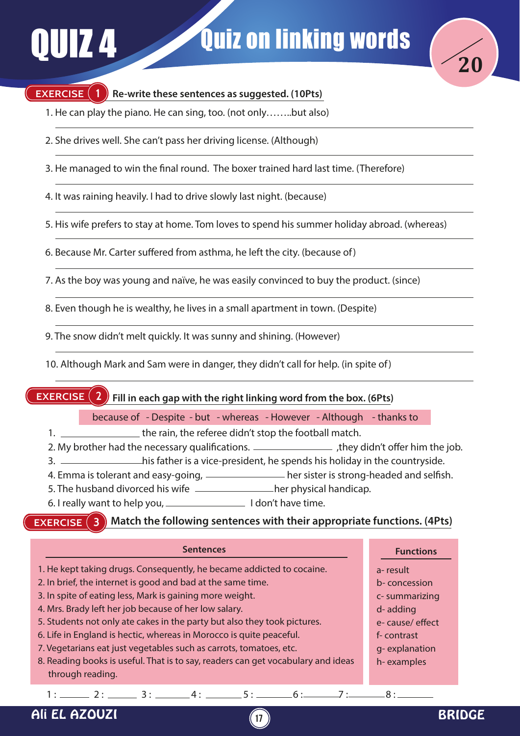# QUIZ 4 Quiz on linking words

/20

## EXERCISE 1 Re-write these sentences as suggested. (10Pts)

1. He can play the piano. He can sing, too. (not only……..but also)

2. She drives well. She can't pass her driving license. (Although)

3. He managed to win the final round. The boxer trained hard last time. (Therefore)

4. It was raining heavily. I had to drive slowly last night. (because)

5. His wife prefers to stay at home. Tom loves to spend his summer holiday abroad. (whereas)

6. Because Mr. Carter suffered from asthma, he left the city. (because of)

7. As the boy was young and naïve, he was easily convinced to buy the product. (since)

8. Even though he is wealthy, he lives in a small apartment in town. (Despite)

9. The snow didn't melt quickly. It was sunny and shining. (However)

10. Although Mark and Sam were in danger, they didn't call for help. (in spite of)

## EXERCISE 2 Fill in each gap with the right linking word from the box. (6Pts)

because of - Despite - but - whereas - However - Although - thanks to

1. ______________ the rain, the referee didn't stop the football match.
2. My brother had the necessary qualifications. ______________ ,they didn't offer him the job.
3. ______________his father is a vice-president, he spends his holiday in the countryside.
4. Emma is tolerant and easy-going, ______________ her sister is strong-headed and selfish.
5. The husband divorced his wife ______________her physical handicap.
6. I really want to help you, ______________ I don't have time.

## EXERCISE 3 Match the following sentences with their appropriate functions. (4Pts)

| Sentences | Functions |
|---|---|
| 1. He kept taking drugs. Consequently, he became addicted to cocaine. | a- result |
| 2. In brief, the internet is good and bad at the same time. | b- concession |
| 3. In spite of eating less, Mark is gaining more weight. | c- summarizing |
| 4. Mrs. Brady left her job because of her low salary. | d- adding |
| 5. Students not only ate cakes in the party but also they took pictures. | e- cause/ effect |
| 6. Life in England is hectic, whereas in Morocco is quite peaceful. | f- contrast |
| 7. Vegetarians eat just vegetables such as carrots, tomatoes, etc. | g- explanation |
| 8. Reading books is useful. That is to say, readers can get vocabulary and ideas through reading. | h- examples |

1 : ______ 2 : ______ 3 : ______ 4 : ______ 5 : ______ 6 : ______ 7 : ______ 8 : ______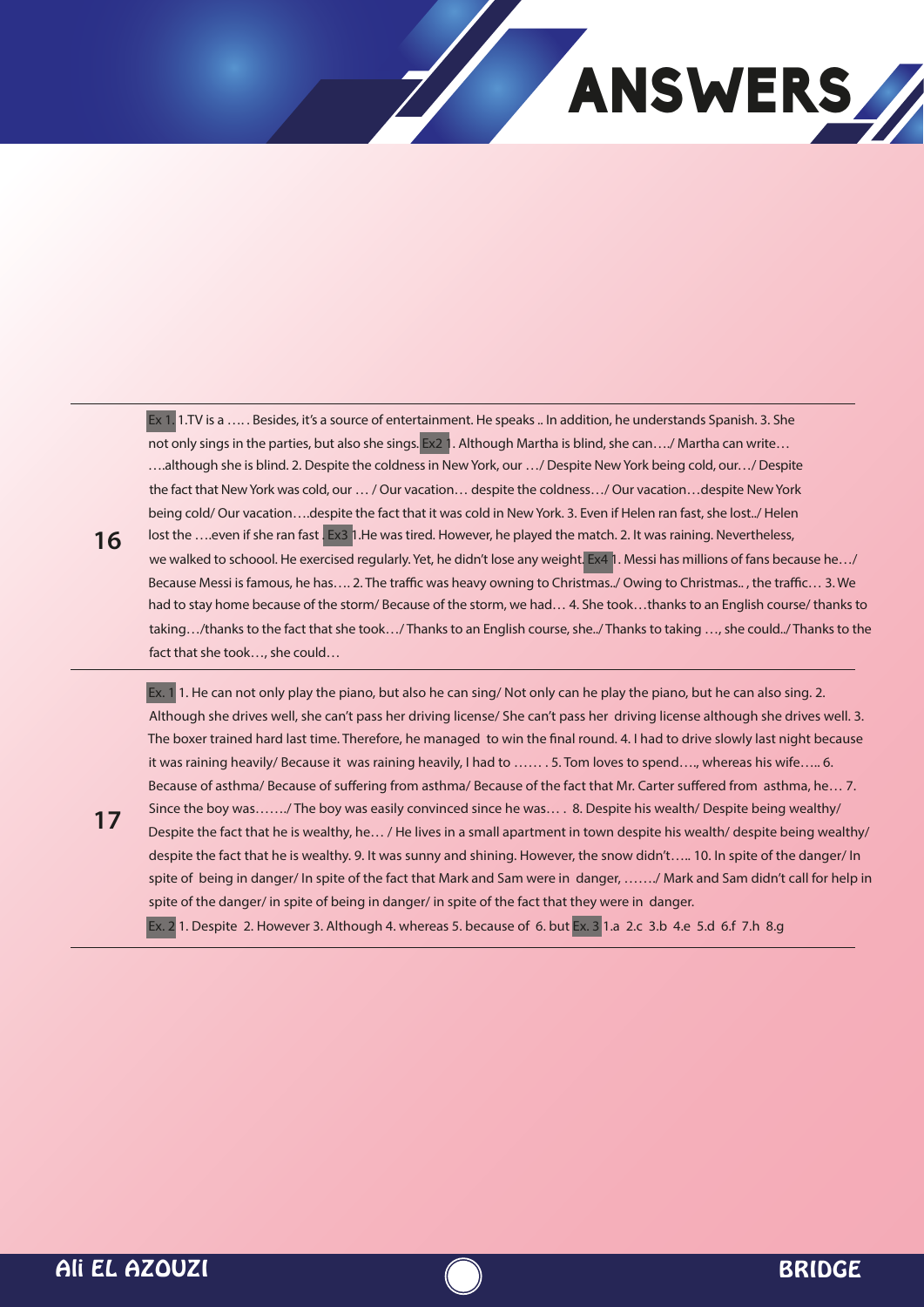# ANSWERS

| | |
|---|---|
| 16 | Ex 1. 1.TV is a ….. . Besides, it's a source of entertainment. He speaks .. In addition, he understands Spanish. 3. She not only sings in the parties, but also she sings. Ex2 1. Although Martha is blind, she can…./ Martha can write… ….although she is blind. 2. Despite the coldness in New York, our …/ Despite New York being cold, our…/ Despite the fact that New York was cold, our … / Our vacation… despite the coldness…/ Our vacation…despite New York being cold/ Our vacation….despite the fact that it was cold in New York. 3. Even if Helen ran fast, she lost../ Helen lost the ….even if she ran fast . Ex3 1.He was tired. However, he played the match. 2. It was raining. Nevertheless, we walked to schoool. He exercised regularly. Yet, he didn't lose any weight. Ex4 1. Messi has millions of fans because he…/ Because Messi is famous, he has…. 2. The traffic was heavy owning to Christmas../ Owing to Christmas.. , the traffic… 3. We had to stay home because of the storm/ Because of the storm, we had… 4. She took…thanks to an English course/ thanks to taking…/thanks to the fact that she took…/ Thanks to an English course, she../ Thanks to taking …, she could../ Thanks to the fact that she took…, she could… |
| 17 | Ex. 1 1. He can not only play the piano, but also he can sing/ Not only can he play the piano, but he can also sing. 2. Although she drives well, she can't pass her driving license/ She can't pass her driving license although she drives well. 3. The boxer trained hard last time. Therefore, he managed to win the final round. 4. I had to drive slowly last night because it was raining heavily/ Because it was raining heavily, I had to …… . 5. Tom loves to spend…., whereas his wife….. 6. Because of asthma/ Because of suffering from asthma/ Because of the fact that Mr. Carter suffered from asthma, he… 7. Since the boy was……./ The boy was easily convinced since he was… . 8. Despite his wealth/ Despite being wealthy/ Despite the fact that he is wealthy, he… / He lives in a small apartment in town despite his wealth/ despite being wealthy/ despite the fact that he is wealthy. 9. It was sunny and shining. However, the snow didn't….. 10. In spite of the danger/ In spite of being in danger/ In spite of the fact that Mark and Sam were in danger, ……./ Mark and Sam didn't call for help in spite of the danger/ in spite of being in danger/ in spite of the fact that they were in danger.<br>Ex. 2 1. Despite 2. However 3. Although 4. whereas 5. because of 6. but Ex. 3 1.a 2.c 3.b 4.e 5.d 6.f 7.h 8.g |